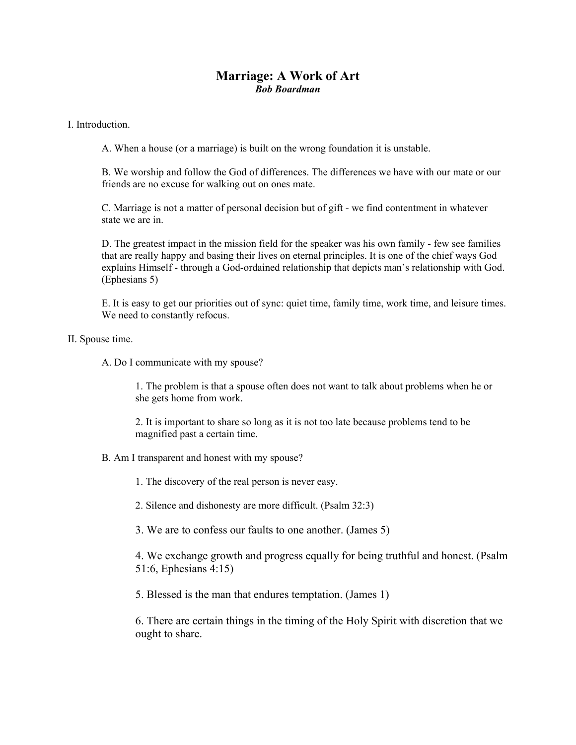# Marriage: A Work of Art

***Bob Boardman***

I. Introduction.

A. When a house (or a marriage) is built on the wrong foundation it is unstable.

B. We worship and follow the God of differences. The differences we have with our mate or our friends are no excuse for walking out on ones mate.

C. Marriage is not a matter of personal decision but of gift - we find contentment in whatever state we are in.

D. The greatest impact in the mission field for the speaker was his own family - few see families that are really happy and basing their lives on eternal principles. It is one of the chief ways God explains Himself - through a God-ordained relationship that depicts man's relationship with God. (Ephesians 5)

E. It is easy to get our priorities out of sync: quiet time, family time, work time, and leisure times. We need to constantly refocus.

II. Spouse time.

A. Do I communicate with my spouse?

1. The problem is that a spouse often does not want to talk about problems when he or she gets home from work.

2. It is important to share so long as it is not too late because problems tend to be magnified past a certain time.

B. Am I transparent and honest with my spouse?

1. The discovery of the real person is never easy.

2. Silence and dishonesty are more difficult. (Psalm 32:3)

3. We are to confess our faults to one another. (James 5)

4. We exchange growth and progress equally for being truthful and honest. (Psalm 51:6, Ephesians 4:15)

5. Blessed is the man that endures temptation. (James 1)

6. There are certain things in the timing of the Holy Spirit with discretion that we ought to share.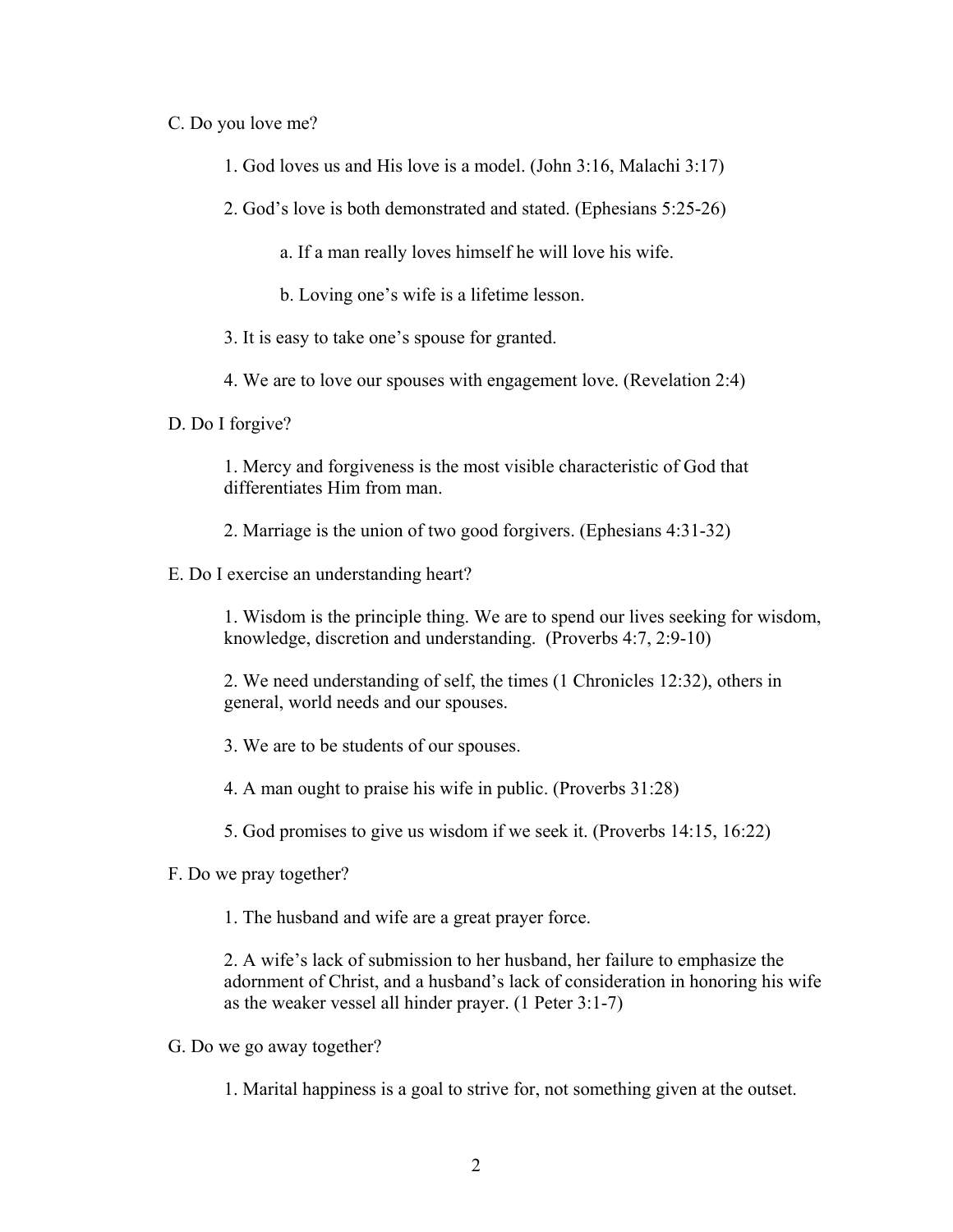C. Do you love me?

1. God loves us and His love is a model. (John 3:16, Malachi 3:17)

2. God's love is both demonstrated and stated. (Ephesians 5:25-26)

   a. If a man really loves himself he will love his wife.

   b. Loving one's wife is a lifetime lesson.

3. It is easy to take one's spouse for granted.

4. We are to love our spouses with engagement love. (Revelation 2:4)

D. Do I forgive?

1. Mercy and forgiveness is the most visible characteristic of God that differentiates Him from man.

2. Marriage is the union of two good forgivers. (Ephesians 4:31-32)

E. Do I exercise an understanding heart?

1. Wisdom is the principle thing. We are to spend our lives seeking for wisdom, knowledge, discretion and understanding. (Proverbs 4:7, 2:9-10)

2. We need understanding of self, the times (1 Chronicles 12:32), others in general, world needs and our spouses.

3. We are to be students of our spouses.

4. A man ought to praise his wife in public. (Proverbs 31:28)

5. God promises to give us wisdom if we seek it. (Proverbs 14:15, 16:22)

F. Do we pray together?

1. The husband and wife are a great prayer force.

2. A wife's lack of submission to her husband, her failure to emphasize the adornment of Christ, and a husband's lack of consideration in honoring his wife as the weaker vessel all hinder prayer. (1 Peter 3:1-7)

G. Do we go away together?

1. Marital happiness is a goal to strive for, not something given at the outset.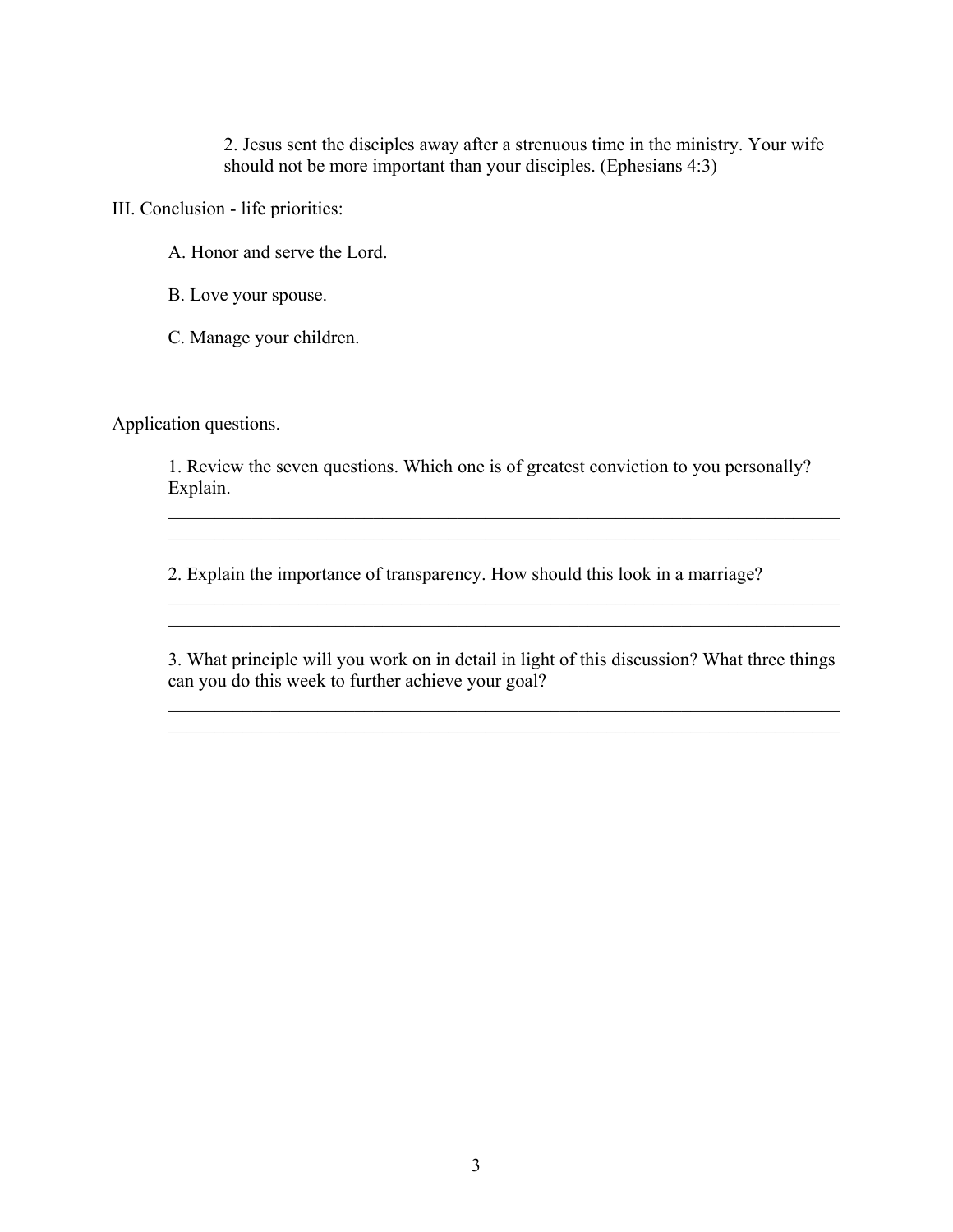2. Jesus sent the disciples away after a strenuous time in the ministry. Your wife should not be more important than your disciples. (Ephesians 4:3)

III. Conclusion - life priorities:

A. Honor and serve the Lord.

B. Love your spouse.

C. Manage your children.

Application questions.

1. Review the seven questions. Which one is of greatest conviction to you personally? Explain.

____________________________________________________________________________
____________________________________________________________________________

2. Explain the importance of transparency. How should this look in a marriage?

____________________________________________________________________________
____________________________________________________________________________

3. What principle will you work on in detail in light of this discussion? What three things can you do this week to further achieve your goal?

____________________________________________________________________________
____________________________________________________________________________